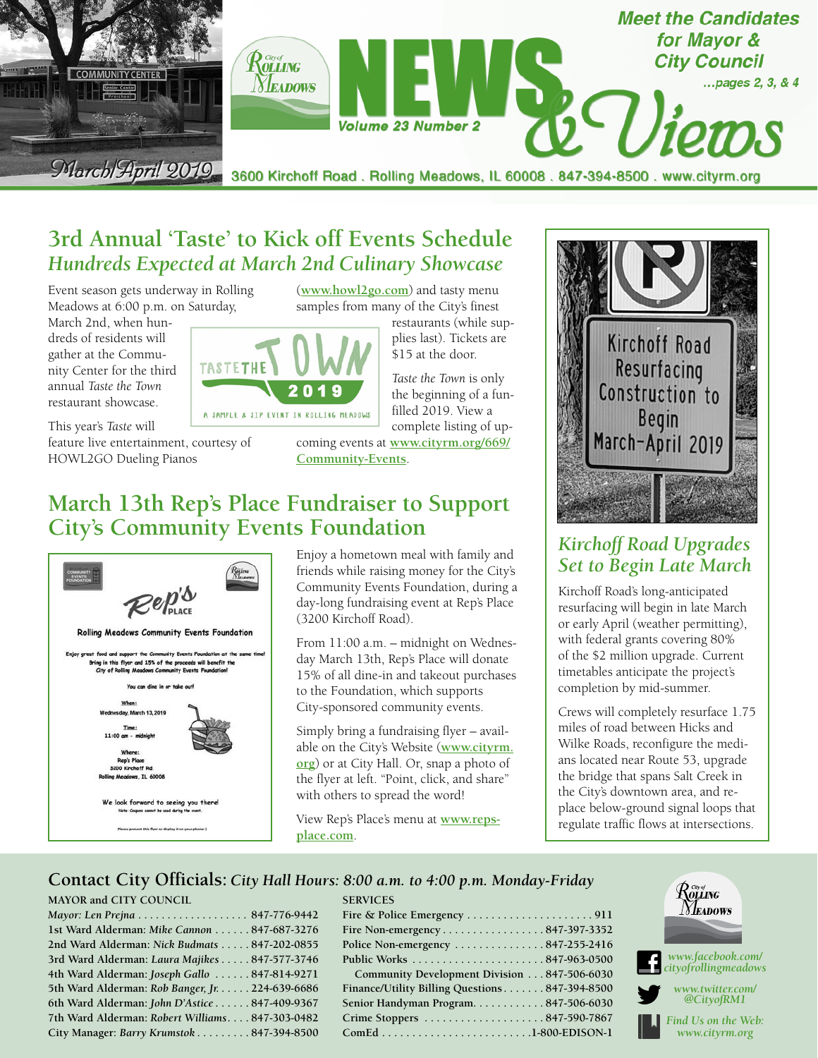# NEWS & Views

**Volume 23 Number 2**

March/April 2019

3600 Kirchoff Road . Rolling Meadows, IL 60008 . 847-394-8500 . www.cityrm.org

*Meet the Candidates for Mayor & City Council ...pages 2, 3, & 4*

## 3rd Annual 'Taste' to Kick off Events Schedule

### *Hundreds Expected at March 2nd Culinary Showcase*

Event season gets underway in Rolling Meadows at 6:00 p.m. on Saturday, March 2nd, when hundreds of residents will gather at the Community Center for the third annual *Taste the Town* restaurant showcase.

This year's *Taste* will feature live entertainment, courtesy of HOWL2GO Dueling Pianos (**www.howl2go.com**) and tasty menu samples from many of the City's finest restaurants (while supplies last). Tickets are $15 at the door.

*Taste the Town* is only the beginning of a fun-filled 2019. View a complete listing of upcoming events at **www.cityrm.org/669/Community-Events**.

## March 13th Rep's Place Fundraiser to Support City's Community Events Foundation

Enjoy a hometown meal with family and friends while raising money for the City's Community Events Foundation, during a day-long fundraising event at Rep's Place (3200 Kirchoff Road).

From 11:00 a.m. – midnight on Wednesday March 13th, Rep's Place will donate 15% of all dine-in and takeout purchases to the Foundation, which supports City-sponsored community events.

Simply bring a fundraising flyer – available on the City's Website (**www.cityrm.org**) or at City Hall. Or, snap a photo of the flyer at left. "Point, click, and share" with others to spread the word!

View Rep's Place's menu at **www.repsplace.com**.

## *Kirchoff Road Upgrades Set to Begin Late March*

Kirchoff Road's long-anticipated resurfacing will begin in late March or early April (weather permitting), with federal grants covering 80% of the $2 million upgrade. Current timetables anticipate the project's completion by mid-summer.

Crews will completely resurface 1.75 miles of road between Hicks and Wilke Roads, reconfigure the medians located near Route 53, upgrade the bridge that spans Salt Creek in the City's downtown area, and replace below-ground signal loops that regulate traffic flows at intersections.

## Contact City Officials: *City Hall Hours: 8:00 a.m. to 4:00 p.m. Monday-Friday*

**MAYOR and CITY COUNCIL**

| Official | Phone |
|---|---|
| Mayor: *Len Prejna* | 847-776-9442 |
| 1st Ward Alderman: *Mike Cannon* | 847-687-3276 |
| 2nd Ward Alderman: *Nick Budmats* | 847-202-0855 |
| 3rd Ward Alderman: *Laura Majikes* | 847-577-3746 |
| 4th Ward Alderman: *Joseph Gallo* | 847-814-9271 |
| 5th Ward Alderman: *Rob Banger, Jr.* | 224-639-6686 |
| 6th Ward Alderman: *John D'Astice* | 847-409-9367 |
| 7th Ward Alderman: *Robert Williams* | 847-303-0482 |
| City Manager: *Barry Krumstok* | 847-394-8500 |

**SERVICES**

| Service | Phone |
|---|---|
| Fire & Police Emergency | 911 |
| Fire Non-emergency | 847-397-3352 |
| Police Non-emergency | 847-255-2416 |
| Public Works | 847-963-0500 |
| Community Development Division | 847-506-6030 |
| Finance/Utility Billing Questions | 847-394-8500 |
| Senior Handyman Program | 847-506-6030 |
| Crime Stoppers | 847-590-7867 |
| ComEd | 1-800-EDISON-1 |

*www.facebook.com/cityofrollingmeadows*

*www.twitter.com/@CityofRM1*

*Find Us on the Web: www.cityrm.org*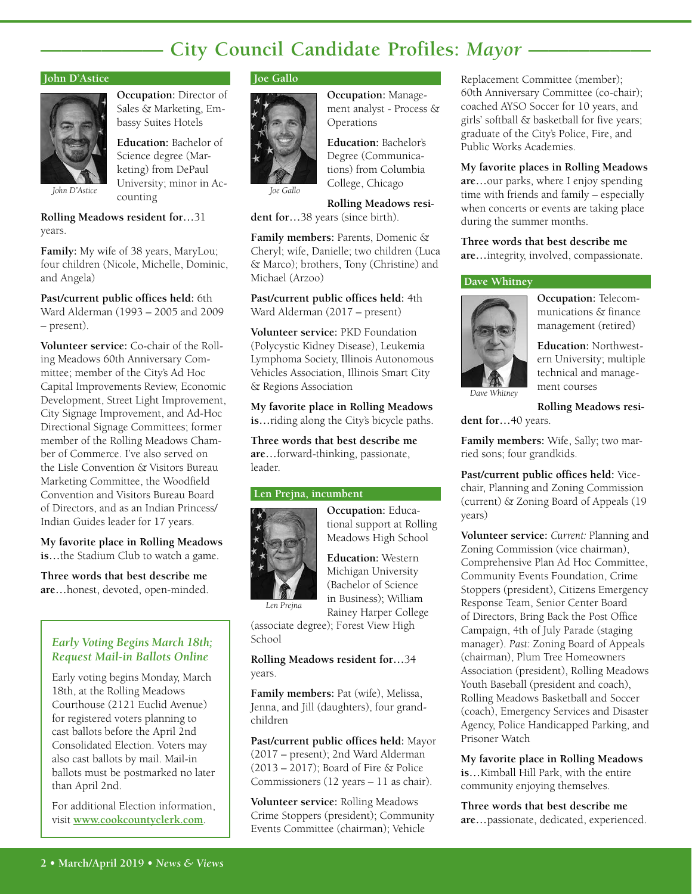# City Council Candidate Profiles: *Mayor*

## John D'Astice

*John D'Astice*

**Occupation:** Director of Sales & Marketing, Embassy Suites Hotels

**Education:** Bachelor of Science degree (Marketing) from DePaul University; minor in Accounting

**Rolling Meadows resident for…**31 years.

**Family:** My wife of 38 years, MaryLou; four children (Nicole, Michelle, Dominic, and Angela)

**Past/current public offices held:** 6th Ward Alderman (1993 – 2005 and 2009 – present).

**Volunteer service:** Co-chair of the Rolling Meadows 60th Anniversary Committee; member of the City's Ad Hoc Capital Improvements Review, Economic Development, Street Light Improvement, City Signage Improvement, and Ad-Hoc Directional Signage Committees; former member of the Rolling Meadows Chamber of Commerce. I've also served on the Lisle Convention & Visitors Bureau Marketing Committee, the Woodfield Convention and Visitors Bureau Board of Directors, and as an Indian Princess/Indian Guides leader for 17 years.

**My favorite place in Rolling Meadows is…**the Stadium Club to watch a game.

**Three words that best describe me are…**honest, devoted, open-minded.

### *Early Voting Begins March 18th; Request Mail-in Ballots Online*

Early voting begins Monday, March 18th, at the Rolling Meadows Courthouse (2121 Euclid Avenue) for registered voters planning to cast ballots before the April 2nd Consolidated Election. Voters may also cast ballots by mail. Mail-in ballots must be postmarked no later than April 2nd.

For additional Election information, visit **www.cookcountyclerk.com**.

## Joe Gallo

*Joe Gallo*

**Occupation:** Management analyst - Process & Operations

**Education:** Bachelor's Degree (Communications) from Columbia College, Chicago

**Rolling Meadows resident for…**38 years (since birth).

**Family members:** Parents, Domenic & Cheryl; wife, Danielle; two children (Luca & Marco); brothers, Tony (Christine) and Michael (Arzoo)

**Past/current public offices held:** 4th Ward Alderman (2017 – present)

**Volunteer service:** PKD Foundation (Polycystic Kidney Disease), Leukemia Lymphoma Society, Illinois Autonomous Vehicles Association, Illinois Smart City & Regions Association

**My favorite place in Rolling Meadows is…**riding along the City's bicycle paths.

**Three words that best describe me are…**forward-thinking, passionate, leader.

## Len Prejna, incumbent

*Len Prejna*

**Occupation:** Educational support at Rolling Meadows High School

**Education:** Western Michigan University (Bachelor of Science in Business); William Rainey Harper College (associate degree); Forest View High School

**Rolling Meadows resident for…**34 years.

**Family members:** Pat (wife), Melissa, Jenna, and Jill (daughters), four grandchildren

**Past/current public offices held:** Mayor (2017 – present); 2nd Ward Alderman (2013 – 2017); Board of Fire & Police Commissioners (12 years – 11 as chair).

**Volunteer service:** Rolling Meadows Crime Stoppers (president); Community Events Committee (chairman); Vehicle Replacement Committee (member); 60th Anniversary Committee (co-chair); coached AYSO Soccer for 10 years, and girls' softball & basketball for five years; graduate of the City's Police, Fire, and Public Works Academies.

**My favorite places in Rolling Meadows are…**our parks, where I enjoy spending time with friends and family – especially when concerts or events are taking place during the summer months.

**Three words that best describe me are…**integrity, involved, compassionate.

## Dave Whitney

*Dave Whitney*

**Occupation:** Telecommunications & finance management (retired)

**Education:** Northwestern University; multiple technical and management courses

**Rolling Meadows resident for…**40 years.

**Family members:** Wife, Sally; two married sons; four grandkids.

**Past/current public offices held:** Vice-chair, Planning and Zoning Commission (current) & Zoning Board of Appeals (19 years)

**Volunteer service:** *Current:* Planning and Zoning Commission (vice chairman), Comprehensive Plan Ad Hoc Committee, Community Events Foundation, Crime Stoppers (president), Citizens Emergency Response Team, Senior Center Board of Directors, Bring Back the Post Office Campaign, 4th of July Parade (staging manager). *Past:* Zoning Board of Appeals (chairman), Plum Tree Homeowners Association (president), Rolling Meadows Youth Baseball (president and coach), Rolling Meadows Basketball and Soccer (coach), Emergency Services and Disaster Agency, Police Handicapped Parking, and Prisoner Watch

**My favorite place in Rolling Meadows is…**Kimball Hill Park, with the entire community enjoying themselves.

**Three words that best describe me are…**passionate, dedicated, experienced.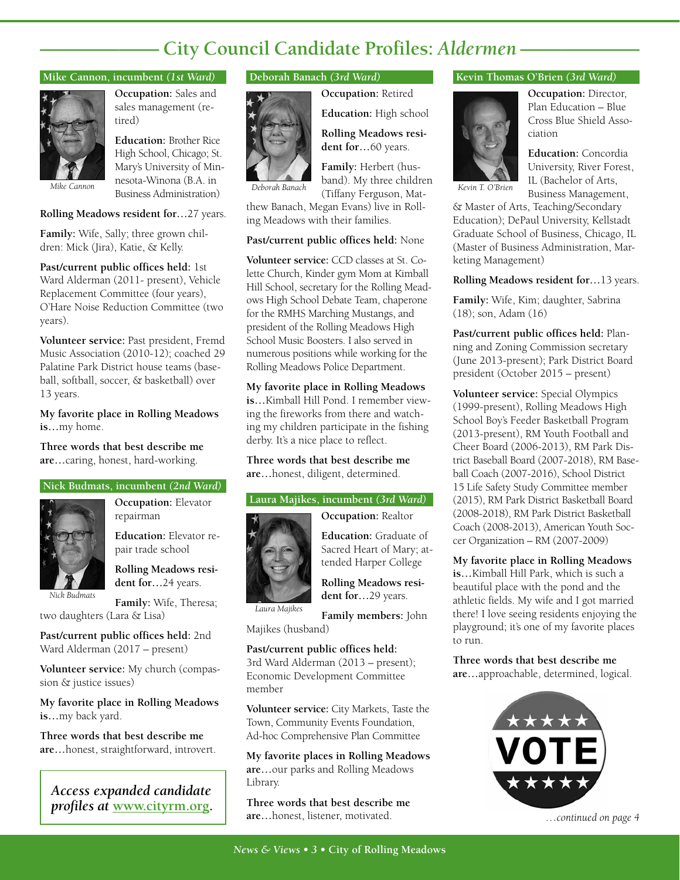# City Council Candidate Profiles: *Aldermen*

## Mike Cannon, incumbent *(1st Ward)*

*Mike Cannon*

**Occupation:** Sales and sales management (retired)

**Education:** Brother Rice High School, Chicago; St. Mary's University of Minnesota-Winona (B.A. in Business Administration)

**Rolling Meadows resident for…**27 years.

**Family:** Wife, Sally; three grown children: Mick (Jira), Katie, & Kelly.

**Past/current public offices held:** 1st Ward Alderman (2011- present), Vehicle Replacement Committee (four years), O'Hare Noise Reduction Committee (two years).

**Volunteer service:** Past president, Fremd Music Association (2010-12); coached 29 Palatine Park District house teams (baseball, softball, soccer, & basketball) over 13 years.

**My favorite place in Rolling Meadows is…**my home.

**Three words that best describe me are…**caring, honest, hard-working.

## Nick Budmats, incumbent *(2nd Ward)*

*Nick Budmats*

**Occupation:** Elevator repairman

**Education:** Elevator repair trade school

**Rolling Meadows resident for…**24 years.

**Family:** Wife, Theresa; two daughters (Lara & Lisa)

**Past/current public offices held:** 2nd Ward Alderman (2017 – present)

**Volunteer service:** My church (compassion & justice issues)

**My favorite place in Rolling Meadows is…**my back yard.

**Three words that best describe me are…**honest, straightforward, introvert.

*Access expanded candidate profiles at* [www.cityrm.org](http://www.cityrm.org).

## Deborah Banach *(3rd Ward)*

*Deborah Banach*

**Occupation:** Retired

**Education:** High school

**Rolling Meadows resident for…**60 years.

**Family:** Herbert (husband). My three children (Tiffany Ferguson, Matthew Banach, Megan Evans) live in Rolling Meadows with their families.

**Past/current public offices held:** None

**Volunteer service:** CCD classes at St. Colette Church, Kinder gym Mom at Kimball Hill School, secretary for the Rolling Meadows High School Debate Team, chaperone for the RMHS Marching Mustangs, and president of the Rolling Meadows High School Music Boosters. I also served in numerous positions while working for the Rolling Meadows Police Department.

**My favorite place in Rolling Meadows is…**Kimball Hill Pond. I remember viewing the fireworks from there and watching my children participate in the fishing derby. It's a nice place to reflect.

**Three words that best describe me are…**honest, diligent, determined.

## Laura Majikes, incumbent *(3rd Ward)*

*Laura Majikes*

**Occupation:** Realtor

**Education:** Graduate of Sacred Heart of Mary; attended Harper College

**Rolling Meadows resident for…**29 years.

**Family members:** John Majikes (husband)

**Past/current public offices held:** 3rd Ward Alderman (2013 – present); Economic Development Committee member

**Volunteer service:** City Markets, Taste the Town, Community Events Foundation, Ad-hoc Comprehensive Plan Committee

**My favorite places in Rolling Meadows are…**our parks and Rolling Meadows Library.

**Three words that best describe me are…**honest, listener, motivated.

## Kevin Thomas O'Brien *(3rd Ward)*

*Kevin T. O'Brien*

**Occupation:** Director, Plan Education – Blue Cross Blue Shield Association

**Education:** Concordia University, River Forest, IL (Bachelor of Arts, Business Management, & Master of Arts, Teaching/Secondary Education); DePaul University, Kellstadt Graduate School of Business, Chicago, IL (Master of Business Administration, Marketing Management)

**Rolling Meadows resident for…**13 years.

**Family:** Wife, Kim; daughter, Sabrina (18); son, Adam (16)

**Past/current public offices held:** Planning and Zoning Commission secretary (June 2013-present); Park District Board president (October 2015 – present)

**Volunteer service:** Special Olympics (1999-present), Rolling Meadows High School Boy's Feeder Basketball Program (2013-present), RM Youth Football and Cheer Board (2006-2013), RM Park District Baseball Board (2007-2018), RM Baseball Coach (2007-2016), School District 15 Life Safety Study Committee member (2015), RM Park District Basketball Board (2008-2018), RM Park District Basketball Coach (2008-2013), American Youth Soccer Organization – RM (2007-2009)

**My favorite place in Rolling Meadows is…**Kimball Hill Park, which is such a beautiful place with the pond and the athletic fields. My wife and I got married there! I love seeing residents enjoying the playground; it's one of my favorite places to run.

**Three words that best describe me are…**approachable, determined, logical.

VOTE

*…continued on page 4*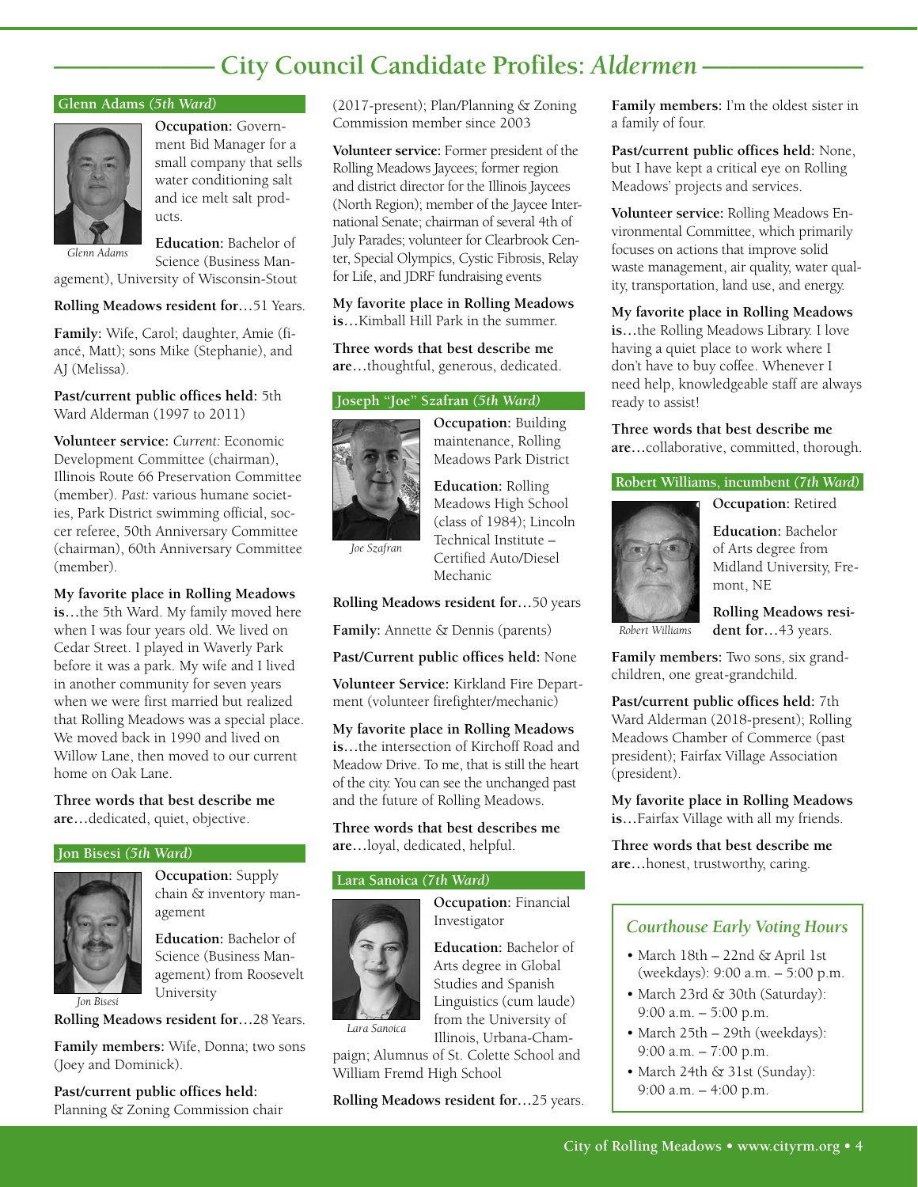# City Council Candidate Profiles: *Aldermen*

## Glenn Adams *(5th Ward)*

*Glenn Adams*

**Occupation:** Government Bid Manager for a small company that sells water conditioning salt and ice melt salt products.

**Education:** Bachelor of Science (Business Management), University of Wisconsin-Stout

**Rolling Meadows resident for…**51 Years.

**Family:** Wife, Carol; daughter, Amie (fiancé, Matt); sons Mike (Stephanie), and AJ (Melissa).

**Past/current public offices held:** 5th Ward Alderman (1997 to 2011)

**Volunteer service:** *Current:* Economic Development Committee (chairman), Illinois Route 66 Preservation Committee (member). *Past:* various humane societies, Park District swimming official, soccer referee, 50th Anniversary Committee (chairman), 60th Anniversary Committee (member).

**My favorite place in Rolling Meadows is…**the 5th Ward. My family moved here when I was four years old. We lived on Cedar Street. I played in Waverly Park before it was a park. My wife and I lived in another community for seven years when we were first married but realized that Rolling Meadows was a special place. We moved back in 1990 and lived on Willow Lane, then moved to our current home on Oak Lane.

**Three words that best describe me are…**dedicated, quiet, objective.

## Jon Bisesi *(5th Ward)*

*Jon Bisesi*

**Occupation:** Supply chain & inventory management

**Education:** Bachelor of Science (Business Management) from Roosevelt University

**Rolling Meadows resident for…**28 Years.

**Family members:** Wife, Donna; two sons (Joey and Dominick).

**Past/current public offices held:** Planning & Zoning Commission chair (2017-present); Plan/Planning & Zoning Commission member since 2003

**Volunteer service:** Former president of the Rolling Meadows Jaycees; former region and district director for the Illinois Jaycees (North Region); member of the Jaycee International Senate; chairman of several 4th of July Parades; volunteer for Clearbrook Center, Special Olympics, Cystic Fibrosis, Relay for Life, and JDRF fundraising events

**My favorite place in Rolling Meadows is…**Kimball Hill Park in the summer.

**Three words that best describe me are…**thoughtful, generous, dedicated.

## Joseph "Joe" Szafran *(5th Ward)*

*Joe Szafran*

**Occupation:** Building maintenance, Rolling Meadows Park District

**Education:** Rolling Meadows High School (class of 1984); Lincoln Technical Institute – Certified Auto/Diesel Mechanic

**Rolling Meadows resident for…**50 years

**Family:** Annette & Dennis (parents)

**Past/Current public offices held:** None

**Volunteer Service:** Kirkland Fire Department (volunteer firefighter/mechanic)

**My favorite place in Rolling Meadows is…**the intersection of Kirchoff Road and Meadow Drive. To me, that is still the heart of the city. You can see the unchanged past and the future of Rolling Meadows.

**Three words that best describes me are…**loyal, dedicated, helpful.

## Lara Sanoica *(7th Ward)*

*Lara Sanoica*

**Occupation:** Financial Investigator

**Education:** Bachelor of Arts degree in Global Studies and Spanish Linguistics (cum laude) from the University of Illinois, Urbana-Champaign; Alumnus of St. Colette School and William Fremd High School

**Rolling Meadows resident for…**25 years.

**Family members:** I'm the oldest sister in a family of four.

**Past/current public offices held:** None, but I have kept a critical eye on Rolling Meadows' projects and services.

**Volunteer service:** Rolling Meadows Environmental Committee, which primarily focuses on actions that improve solid waste management, air quality, water quality, transportation, land use, and energy.

**My favorite place in Rolling Meadows is…**the Rolling Meadows Library. I love having a quiet place to work where I don't have to buy coffee. Whenever I need help, knowledgeable staff are always ready to assist!

**Three words that best describe me are…**collaborative, committed, thorough.

## Robert Williams, incumbent *(7th Ward)*

*Robert Williams*

**Occupation:** Retired

**Education:** Bachelor of Arts degree from Midland University, Fremont, NE

**Rolling Meadows resident for…**43 years.

**Family members:** Two sons, six grandchildren, one great-grandchild.

**Past/current public offices held:** 7th Ward Alderman (2018-present); Rolling Meadows Chamber of Commerce (past president); Fairfax Village Association (president).

**My favorite place in Rolling Meadows is…**Fairfax Village with all my friends.

**Three words that best describe me are…**honest, trustworthy, caring.

### *Courthouse Early Voting Hours*

- March 18th – 22nd & April 1st (weekdays): 9:00 a.m. – 5:00 p.m.
- March 23rd & 30th (Saturday): 9:00 a.m. – 5:00 p.m.
- March 25th – 29th (weekdays): 9:00 a.m. – 7:00 p.m.
- March 24th & 31st (Sunday): 9:00 a.m. – 4:00 p.m.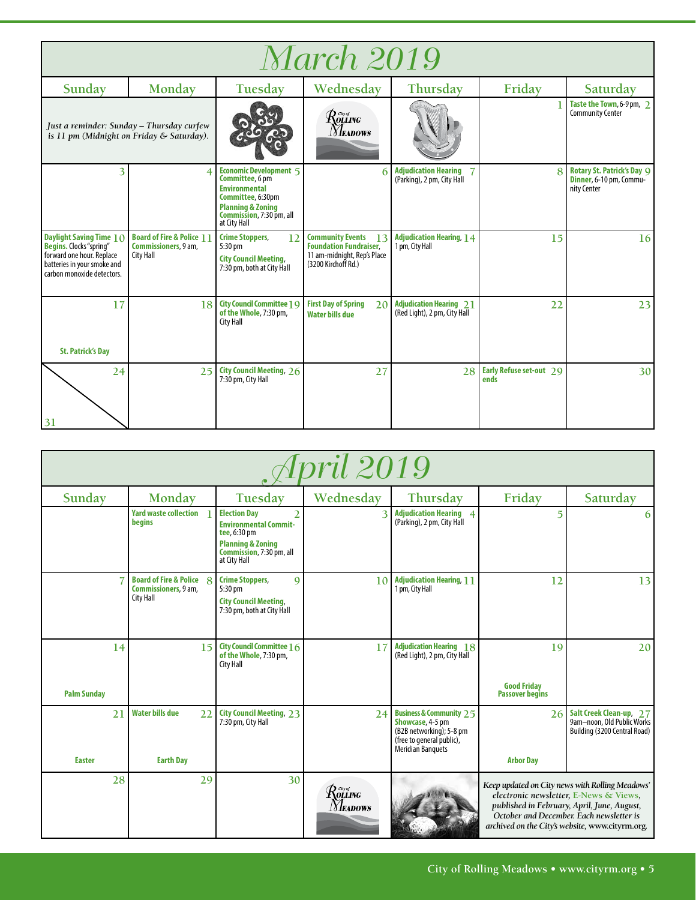# March 2019

| Sunday | Monday | Tuesday | Wednesday | Thursday | Friday | Saturday |
|---|---|---|---|---|---|---|
| *Just a reminder: Sunday – Thursday curfew is 11 pm (Midnight on Friday & Saturday).* | | | | | 1 | 2 **Taste the Town**, 6-9 pm, Community Center |
| 3 | 4 | 5 **Economic Development Committee**, 6 pm; **Environmental Committee**, 6:30pm; **Planning & Zoning Commission**, 7:30 pm, all at City Hall | 6 | 7 **Adjudication Hearing** (Parking), 2 pm, City Hall | 8 | 9 **Rotary St. Patrick's Day Dinner**, 6-10 pm, Community Center |
| 10 **Daylight Saving Time Begins.** Clocks "spring" forward one hour. Replace batteries in your smoke and carbon monoxide detectors. | 11 **Board of Fire & Police Commissioners**, 9 am, City Hall | 12 **Crime Stoppers**, 5:30 pm; **City Council Meeting**, 7:30 pm, both at City Hall | 13 **Community Events Foundation Fundraiser**, 11 am-midnight, Rep's Place (3200 Kirchoff Rd.) | 14 **Adjudication Hearing**, 1 pm, City Hall | 15 | 16 |
| 17 **St. Patrick's Day** | 18 | 19 **City Council Committee of the Whole**, 7:30 pm, City Hall | 20 **First Day of Spring**; **Water bills due** | 21 **Adjudication Hearing** (Red Light), 2 pm, City Hall | 22 | 23 |
| 24 / 31 | 25 | 26 **City Council Meeting**, 7:30 pm, City Hall | 27 | 28 | 29 **Early Refuse set-out ends** | 30 |

# April 2019

| Sunday | Monday | Tuesday | Wednesday | Thursday | Friday | Saturday |
|---|---|---|---|---|---|---|
| | 1 **Yard waste collection begins** | 2 **Election Day**; **Environmental Committee**, 6:30 pm; **Planning & Zoning Commission**, 7:30 pm, all at City Hall | 3 | 4 **Adjudication Hearing** (Parking), 2 pm, City Hall | 5 | 6 |
| 7 | 8 **Board of Fire & Police Commissioners**, 9 am, City Hall | 9 **Crime Stoppers**, 5:30 pm; **City Council Meeting**, 7:30 pm, both at City Hall | 10 | 11 **Adjudication Hearing**, 1 pm, City Hall | 12 | 13 |
| 14 **Palm Sunday** | 15 | 16 **City Council Committee of the Whole**, 7:30 pm, City Hall | 17 | 18 **Adjudication Hearing** (Red Light), 2 pm, City Hall | 19 **Good Friday**; **Passover begins** | 20 |
| 21 **Easter** | 22 **Water bills due**; **Earth Day** | 23 **City Council Meeting**, 7:30 pm, City Hall | 24 | 25 **Business & Community Showcase**, 4-5 pm (B2B networking); 5-8 pm (free to general public), Meridian Banquets | 26 **Arbor Day** | 27 **Salt Creek Clean-up**, 9am–noon, Old Public Works Building (3200 Central Road) |
| 28 | 29 | 30 | | | | |

*Keep updated on City news with Rolling Meadows' electronic newsletter, E-News & Views, published in February, April, June, August, October and December. Each newsletter is archived on the City's website, www.cityrm.org.*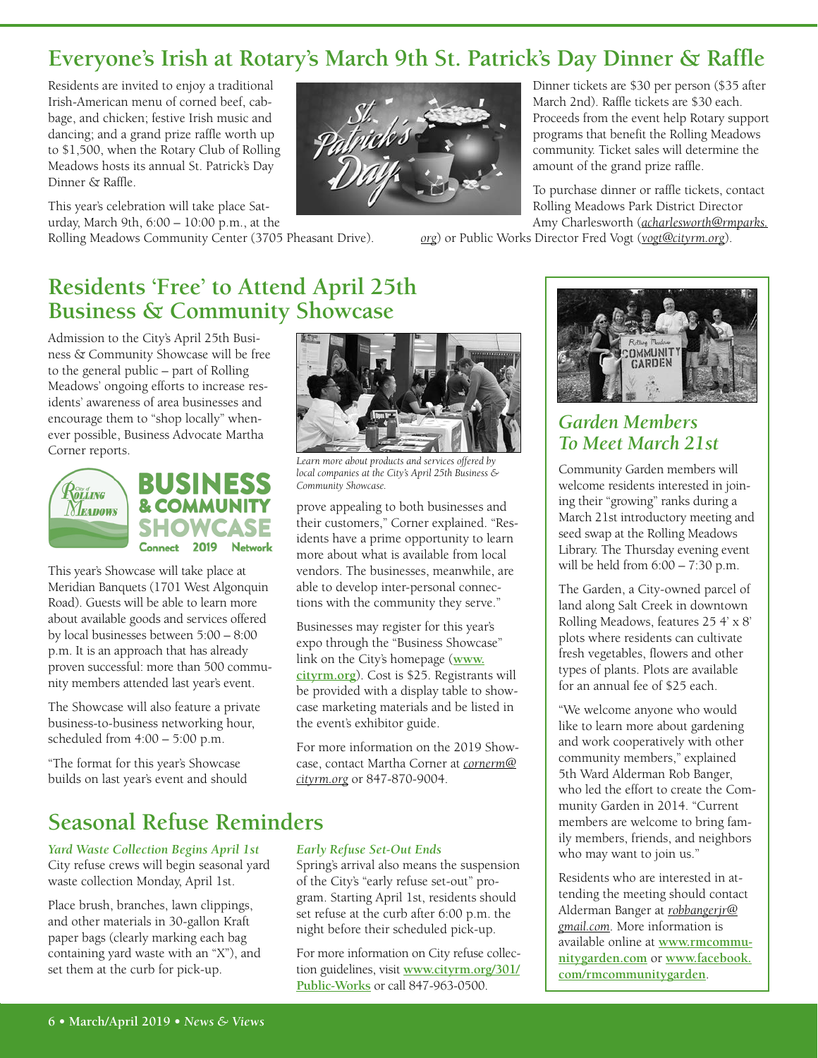## Everyone's Irish at Rotary's March 9th St. Patrick's Day Dinner & Raffle

Residents are invited to enjoy a traditional Irish-American menu of corned beef, cabbage, and chicken; festive Irish music and dancing; and a grand prize raffle worth up to $1,500, when the Rotary Club of Rolling Meadows hosts its annual St. Patrick's Day Dinner & Raffle.

This year's celebration will take place Saturday, March 9th, 6:00 – 10:00 p.m., at the Rolling Meadows Community Center (3705 Pheasant Drive).

Dinner tickets are $30 per person ($35 after March 2nd). Raffle tickets are $30 each. Proceeds from the event help Rotary support programs that benefit the Rolling Meadows community. Ticket sales will determine the amount of the grand prize raffle.

To purchase dinner or raffle tickets, contact Rolling Meadows Park District Director Amy Charlesworth (*acharlesworth@rmparks.org*) or Public Works Director Fred Vogt (*vogt@cityrm.org*).

## Residents 'Free' to Attend April 25th Business & Community Showcase

Admission to the City's April 25th Business & Community Showcase will be free to the general public – part of Rolling Meadows' ongoing efforts to increase residents' awareness of area businesses and encourage them to "shop locally" whenever possible, Business Advocate Martha Corner reports.

City of Rolling Meadows
BUSINESS & COMMUNITY SHOWCASE
Connect 2019 Network

This year's Showcase will take place at Meridian Banquets (1701 West Algonquin Road). Guests will be able to learn more about available goods and services offered by local businesses between 5:00 – 8:00 p.m. It is an approach that has already proven successful: more than 500 community members attended last year's event.

The Showcase will also feature a private business-to-business networking hour, scheduled from 4:00 – 5:00 p.m.

"The format for this year's Showcase builds on last year's event and should prove appealing to both businesses and their customers," Corner explained. "Residents have a prime opportunity to learn more about what is available from local vendors. The businesses, meanwhile, are able to develop inter-personal connections with the community they serve."

*Learn more about products and services offered by local companies at the City's April 25th Business & Community Showcase.*

Businesses may register for this year's expo through the "Business Showcase" link on the City's homepage (**www.cityrm.org**). Cost is $25. Registrants will be provided with a display table to showcase marketing materials and be listed in the event's exhibitor guide.

For more information on the 2019 Showcase, contact Martha Corner at *cornerm@cityrm.org* or 847-870-9004.

## Seasonal Refuse Reminders

### *Yard Waste Collection Begins April 1st*

City refuse crews will begin seasonal yard waste collection Monday, April 1st.

Place brush, branches, lawn clippings, and other materials in 30-gallon Kraft paper bags (clearly marking each bag containing yard waste with an "X"), and set them at the curb for pick-up.

### *Early Refuse Set-Out Ends*

Spring's arrival also means the suspension of the City's "early refuse set-out" program. Starting April 1st, residents should set refuse at the curb after 6:00 p.m. the night before their scheduled pick-up.

For more information on City refuse collection guidelines, visit **www.cityrm.org/301/Public-Works** or call 847-963-0500.

## *Garden Members To Meet March 21st*

Community Garden members will welcome residents interested in joining their "growing" ranks during a March 21st introductory meeting and seed swap at the Rolling Meadows Library. The Thursday evening event will be held from 6:00 – 7:30 p.m.

The Garden, a City-owned parcel of land along Salt Creek in downtown Rolling Meadows, features 25 4' x 8' plots where residents can cultivate fresh vegetables, flowers and other types of plants. Plots are available for an annual fee of $25 each.

"We welcome anyone who would like to learn more about gardening and work cooperatively with other community members," explained 5th Ward Alderman Rob Banger, who led the effort to create the Community Garden in 2014. "Current members are welcome to bring family members, friends, and neighbors who may want to join us."

Residents who are interested in attending the meeting should contact Alderman Banger at *robbangerjr@gmail.com*. More information is available online at **www.rmcommunitygarden.com** or **www.facebook.com/rmcommunitygarden**.